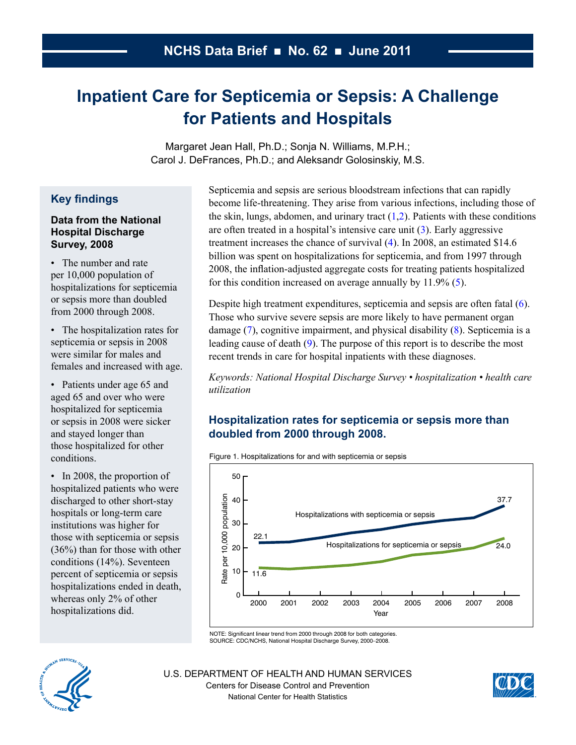NCHS Data Brief ■ No. 62 ■ June 2011

# Inpatient Care for Septicemia or Sepsis: A Challenge for Patients and Hospitals

Margaret Jean Hall, Ph.D.; Sonja N. Williams, M.P.H.; Carol J. DeFrances, Ph.D.; and Aleksandr Golosinskiy, M.S.

## Key findings

**Data from the National Hospital Discharge Survey, 2008**

- The number and rate per 10,000 population of hospitalizations for septicemia or sepsis more than doubled from 2000 through 2008.
- The hospitalization rates for septicemia or sepsis in 2008 were similar for males and females and increased with age.
- Patients under age 65 and aged 65 and over who were hospitalized for septicemia or sepsis in 2008 were sicker and stayed longer than those hospitalized for other conditions.
- In 2008, the proportion of hospitalized patients who were discharged to other short-stay hospitals or long-term care institutions was higher for those with septicemia or sepsis (36%) than for those with other conditions (14%). Seventeen percent of septicemia or sepsis hospitalizations ended in death, whereas only 2% of other hospitalizations did.

Septicemia and sepsis are serious bloodstream infections that can rapidly become life-threatening. They arise from various infections, including those of the skin, lungs, abdomen, and urinary tract (1,2). Patients with these conditions are often treated in a hospital's intensive care unit (3). Early aggressive treatment increases the chance of survival (4). In 2008, an estimated $14.6 billion was spent on hospitalizations for septicemia, and from 1997 through 2008, the inflation-adjusted aggregate costs for treating patients hospitalized for this condition increased on average annually by 11.9% (5).

Despite high treatment expenditures, septicemia and sepsis are often fatal (6). Those who survive severe sepsis are more likely to have permanent organ damage (7), cognitive impairment, and physical disability (8). Septicemia is a leading cause of death (9). The purpose of this report is to describe the most recent trends in care for hospital inpatients with these diagnoses.

*Keywords: National Hospital Discharge Survey • hospitalization • health care utilization*

## Hospitalization rates for septicemia or sepsis more than doubled from 2000 through 2008.

Figure 1. Hospitalizations for and with septicemia or sepsis

| Year | Hospitalizations with septicemia or sepsis (rate per 10,000 population) | Hospitalizations for septicemia or sepsis (rate per 10,000 population) |
|---|---|---|
| 2000 | 22.1 | 11.6 |
| 2008 | 37.7 | 24.0 |

NOTE: Significant linear trend from 2000 through 2008 for both categories.
SOURCE: CDC/NCHS, National Hospital Discharge Survey, 2000–2008.

U.S. DEPARTMENT OF HEALTH AND HUMAN SERVICES
Centers for Disease Control and Prevention
National Center for Health Statistics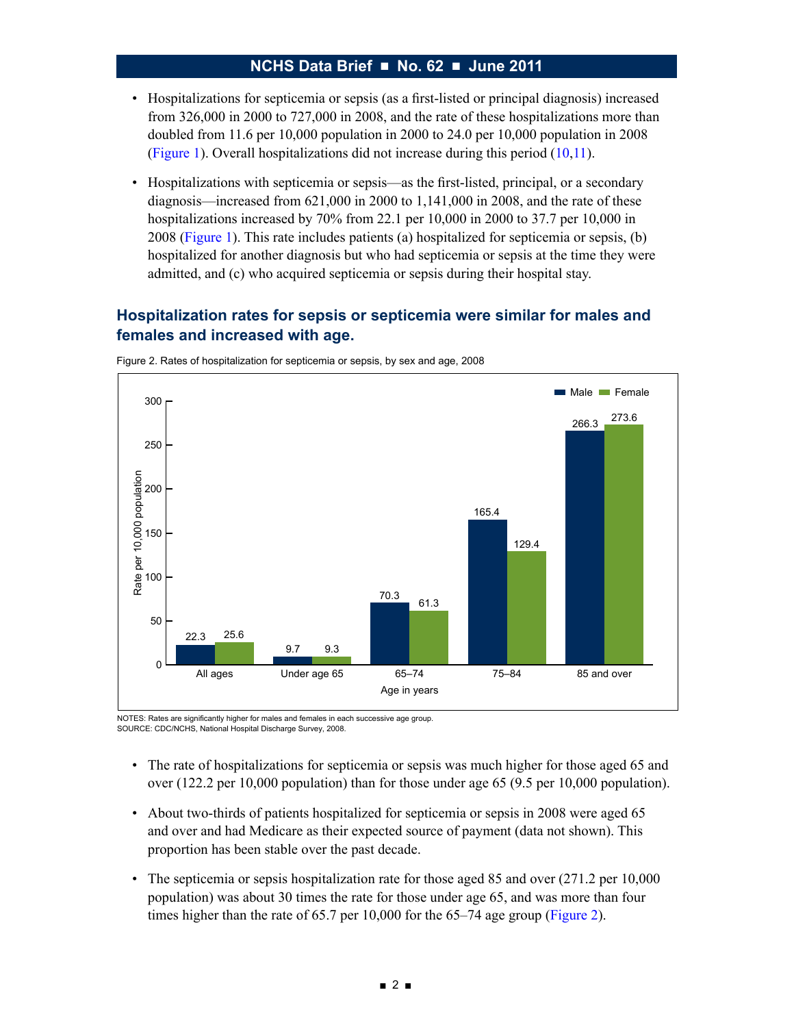- Hospitalizations for septicemia or sepsis (as a first-listed or principal diagnosis) increased from 326,000 in 2000 to 727,000 in 2008, and the rate of these hospitalizations more than doubled from 11.6 per 10,000 population in 2000 to 24.0 per 10,000 population in 2008 (Figure 1). Overall hospitalizations did not increase during this period (10,11).

- Hospitalizations with septicemia or sepsis—as the first-listed, principal, or a secondary diagnosis—increased from 621,000 in 2000 to 1,141,000 in 2008, and the rate of these hospitalizations increased by 70% from 22.1 per 10,000 in 2000 to 37.7 per 10,000 in 2008 (Figure 1). This rate includes patients (a) hospitalized for septicemia or sepsis, (b) hospitalized for another diagnosis but who had septicemia or sepsis at the time they were admitted, and (c) who acquired septicemia or sepsis during their hospital stay.

## Hospitalization rates for sepsis or septicemia were similar for males and females and increased with age.

Figure 2. Rates of hospitalization for septicemia or sepsis, by sex and age, 2008

| Age in years | Male | Female |
|---|---|---|
| All ages | 22.3 | 25.6 |
| Under age 65 | 9.7 | 9.3 |
| 65–74 | 70.3 | 61.3 |
| 75–84 | 165.4 | 129.4 |
| 85 and over | 266.3 | 273.6 |

NOTES: Rates are significantly higher for males and females in each successive age group.
SOURCE: CDC/NCHS, National Hospital Discharge Survey, 2008.

- The rate of hospitalizations for septicemia or sepsis was much higher for those aged 65 and over (122.2 per 10,000 population) than for those under age 65 (9.5 per 10,000 population).

- About two-thirds of patients hospitalized for septicemia or sepsis in 2008 were aged 65 and over and had Medicare as their expected source of payment (data not shown). This proportion has been stable over the past decade.

- The septicemia or sepsis hospitalization rate for those aged 85 and over (271.2 per 10,000 population) was about 30 times the rate for those under age 65, and was more than four times higher than the rate of 65.7 per 10,000 for the 65–74 age group (Figure 2).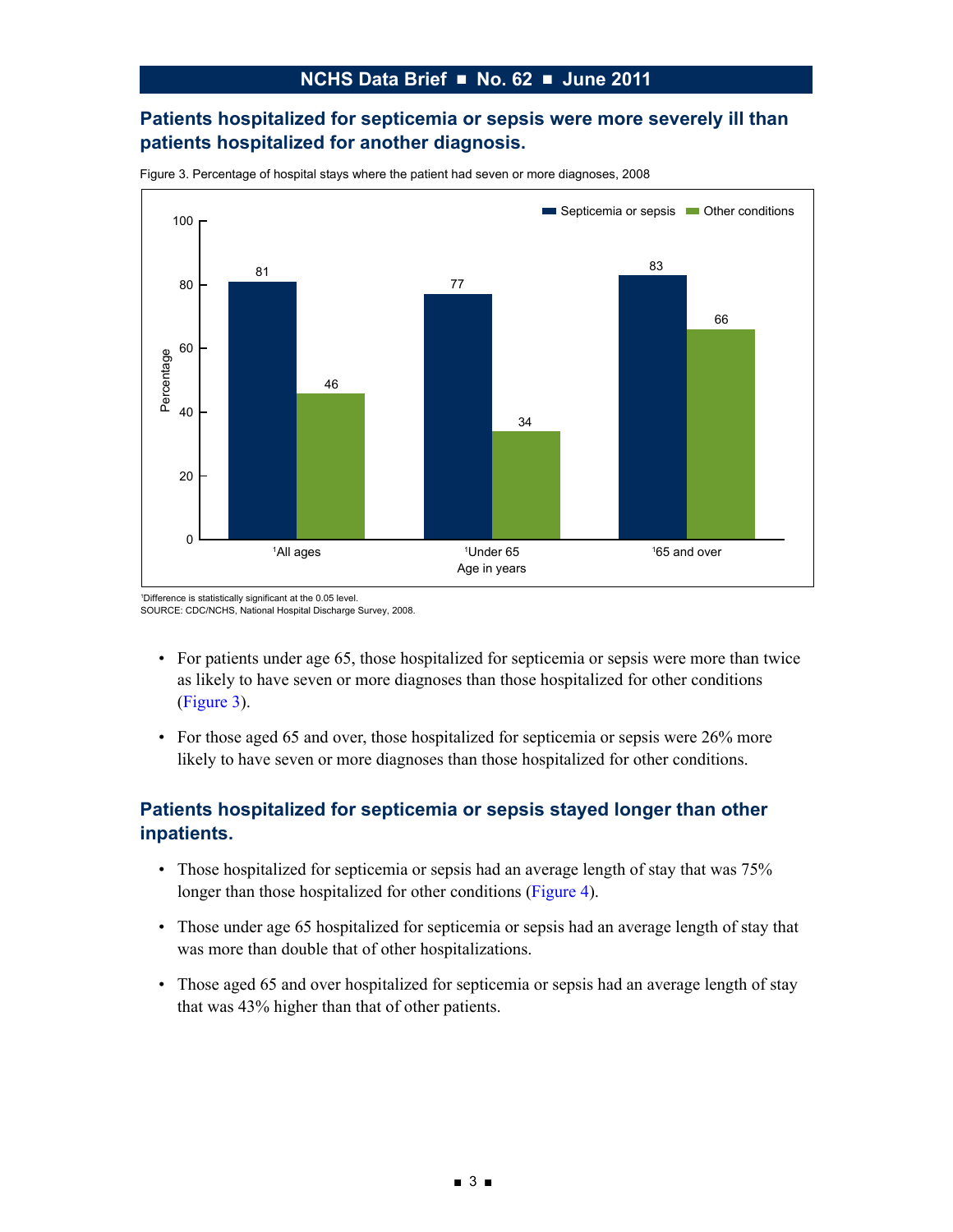## Patients hospitalized for septicemia or sepsis were more severely ill than patients hospitalized for another diagnosis.

Figure 3. Percentage of hospital stays where the patient had seven or more diagnoses, 2008

| Age in years | Septicemia or sepsis | Other conditions |
|---|---|---|
| [1]All ages | 81 | 46 |
| [1]Under 65 | 77 | 34 |
| [1]65 and over | 83 | 66 |

[1]Difference is statistically significant at the 0.05 level.
SOURCE: CDC/NCHS, National Hospital Discharge Survey, 2008.

- For patients under age 65, those hospitalized for septicemia or sepsis were more than twice as likely to have seven or more diagnoses than those hospitalized for other conditions (Figure 3).
- For those aged 65 and over, those hospitalized for septicemia or sepsis were 26% more likely to have seven or more diagnoses than those hospitalized for other conditions.

## Patients hospitalized for septicemia or sepsis stayed longer than other inpatients.

- Those hospitalized for septicemia or sepsis had an average length of stay that was 75% longer than those hospitalized for other conditions (Figure 4).
- Those under age 65 hospitalized for septicemia or sepsis had an average length of stay that was more than double that of other hospitalizations.
- Those aged 65 and over hospitalized for septicemia or sepsis had an average length of stay that was 43% higher than that of other patients.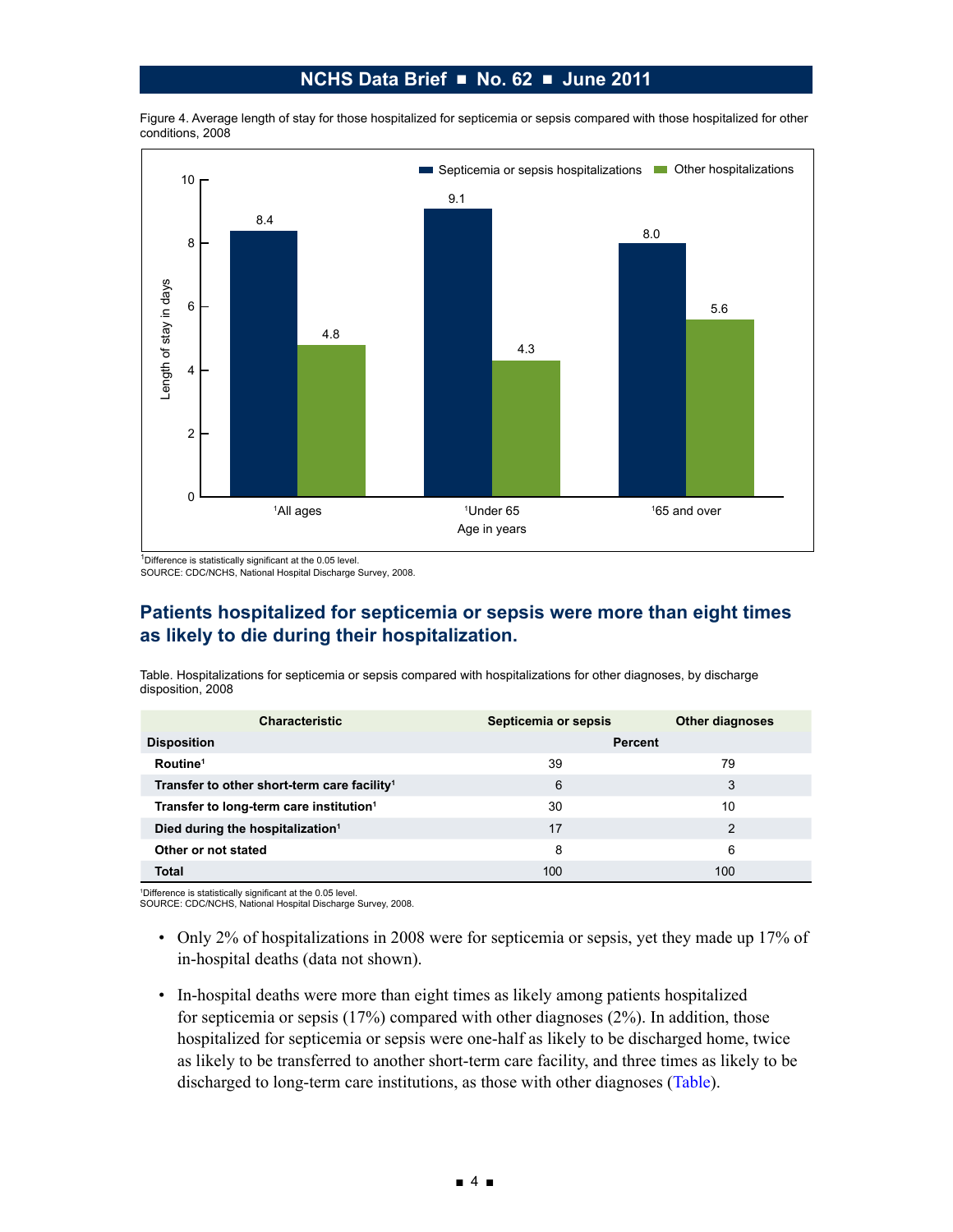Figure 4. Average length of stay for those hospitalized for septicemia or sepsis compared with those hospitalized for other conditions, 2008

| Age in years | Septicemia or sepsis hospitalizations | Other hospitalizations |
|---|---|---|
| [1]All ages | 8.4 | 4.8 |
| [1]Under 65 | 9.1 | 4.3 |
| [1]65 and over | 8.0 | 5.6 |

[1]Difference is statistically significant at the 0.05 level.
SOURCE: CDC/NCHS, National Hospital Discharge Survey, 2008.

## Patients hospitalized for septicemia or sepsis were more than eight times as likely to die during their hospitalization.

Table. Hospitalizations for septicemia or sepsis compared with hospitalizations for other diagnoses, by discharge disposition, 2008

| Characteristic | Septicemia or sepsis | Other diagnoses |
|---|---|---|
| **Disposition** | Percent | |
| **Routine**[1] | 39 | 79 |
| **Transfer to other short-term care facility**[1] | 6 | 3 |
| **Transfer to long-term care institution**[1] | 30 | 10 |
| **Died during the hospitalization**[1] | 17 | 2 |
| **Other or not stated** | 8 | 6 |
| **Total** | 100 | 100 |

[1]Difference is statistically significant at the 0.05 level.
SOURCE: CDC/NCHS, National Hospital Discharge Survey, 2008.

- Only 2% of hospitalizations in 2008 were for septicemia or sepsis, yet they made up 17% of in-hospital deaths (data not shown).
- In-hospital deaths were more than eight times as likely among patients hospitalized for septicemia or sepsis (17%) compared with other diagnoses (2%). In addition, those hospitalized for septicemia or sepsis were one-half as likely to be discharged home, twice as likely to be transferred to another short-term care facility, and three times as likely to be discharged to long-term care institutions, as those with other diagnoses (Table).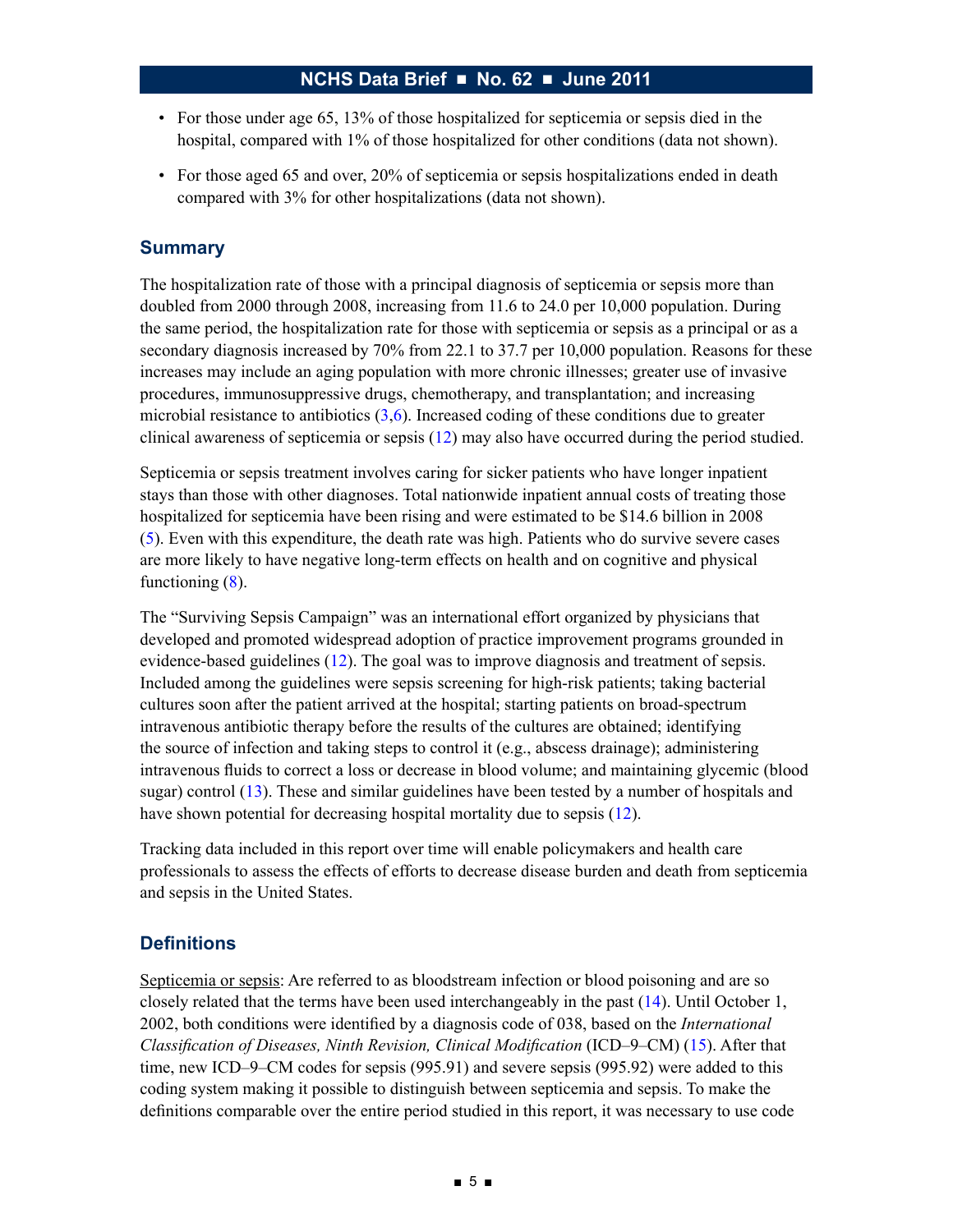- For those under age 65, 13% of those hospitalized for septicemia or sepsis died in the hospital, compared with 1% of those hospitalized for other conditions (data not shown).
- For those aged 65 and over, 20% of septicemia or sepsis hospitalizations ended in death compared with 3% for other hospitalizations (data not shown).

## Summary

The hospitalization rate of those with a principal diagnosis of septicemia or sepsis more than doubled from 2000 through 2008, increasing from 11.6 to 24.0 per 10,000 population. During the same period, the hospitalization rate for those with septicemia or sepsis as a principal or as a secondary diagnosis increased by 70% from 22.1 to 37.7 per 10,000 population. Reasons for these increases may include an aging population with more chronic illnesses; greater use of invasive procedures, immunosuppressive drugs, chemotherapy, and transplantation; and increasing microbial resistance to antibiotics (3,6). Increased coding of these conditions due to greater clinical awareness of septicemia or sepsis (12) may also have occurred during the period studied.

Septicemia or sepsis treatment involves caring for sicker patients who have longer inpatient stays than those with other diagnoses. Total nationwide inpatient annual costs of treating those hospitalized for septicemia have been rising and were estimated to be $14.6 billion in 2008 (5). Even with this expenditure, the death rate was high. Patients who do survive severe cases are more likely to have negative long-term effects on health and on cognitive and physical functioning (8).

The "Surviving Sepsis Campaign" was an international effort organized by physicians that developed and promoted widespread adoption of practice improvement programs grounded in evidence-based guidelines (12). The goal was to improve diagnosis and treatment of sepsis. Included among the guidelines were sepsis screening for high-risk patients; taking bacterial cultures soon after the patient arrived at the hospital; starting patients on broad-spectrum intravenous antibiotic therapy before the results of the cultures are obtained; identifying the source of infection and taking steps to control it (e.g., abscess drainage); administering intravenous fluids to correct a loss or decrease in blood volume; and maintaining glycemic (blood sugar) control (13). These and similar guidelines have been tested by a number of hospitals and have shown potential for decreasing hospital mortality due to sepsis (12).

Tracking data included in this report over time will enable policymakers and health care professionals to assess the effects of efforts to decrease disease burden and death from septicemia and sepsis in the United States.

## Definitions

Septicemia or sepsis: Are referred to as bloodstream infection or blood poisoning and are so closely related that the terms have been used interchangeably in the past (14). Until October 1, 2002, both conditions were identified by a diagnosis code of 038, based on the *International Classification of Diseases, Ninth Revision, Clinical Modification* (ICD–9–CM) (15). After that time, new ICD–9–CM codes for sepsis (995.91) and severe sepsis (995.92) were added to this coding system making it possible to distinguish between septicemia and sepsis. To make the definitions comparable over the entire period studied in this report, it was necessary to use code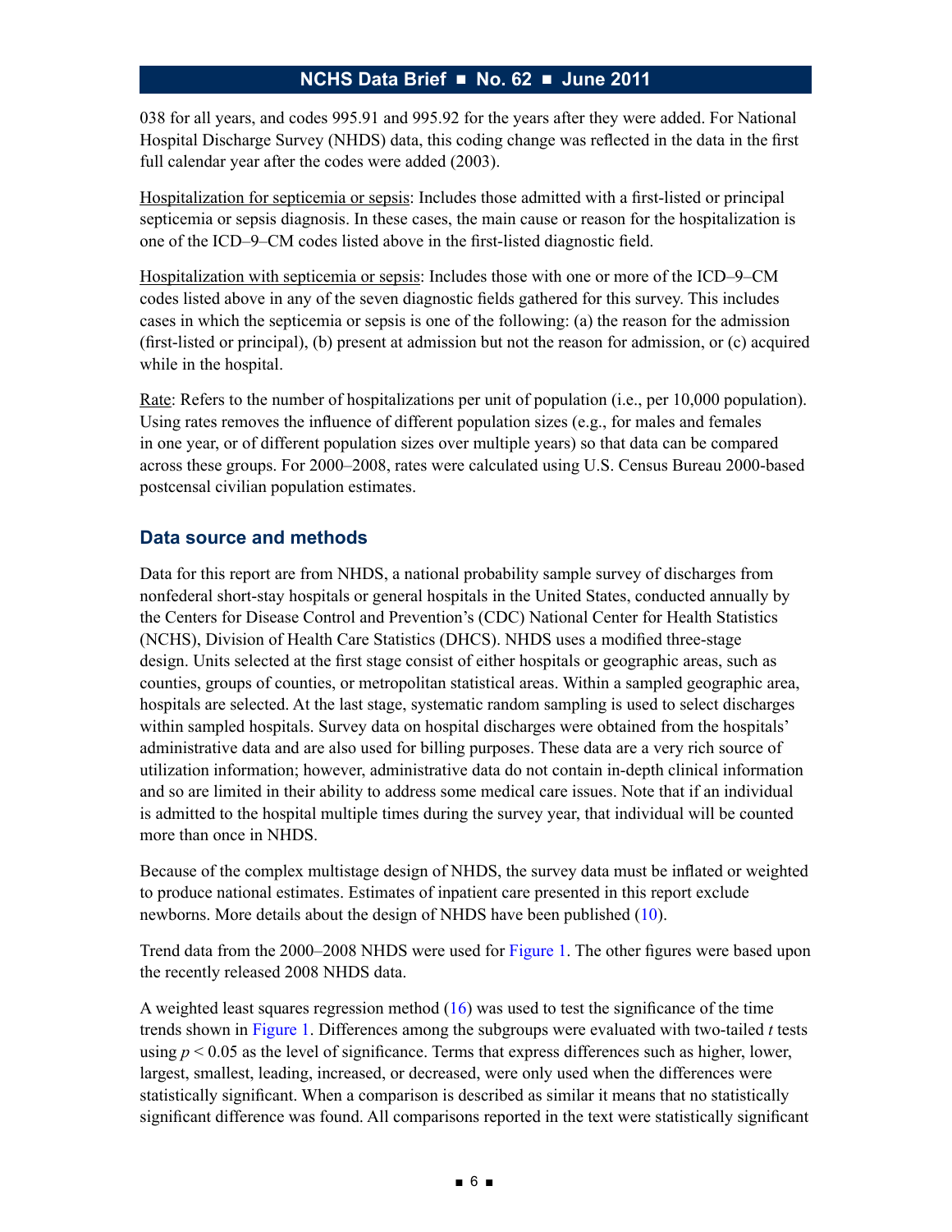038 for all years, and codes 995.91 and 995.92 for the years after they were added. For National Hospital Discharge Survey (NHDS) data, this coding change was reflected in the data in the first full calendar year after the codes were added (2003).

Hospitalization for septicemia or sepsis: Includes those admitted with a first-listed or principal septicemia or sepsis diagnosis. In these cases, the main cause or reason for the hospitalization is one of the ICD–9–CM codes listed above in the first-listed diagnostic field.

Hospitalization with septicemia or sepsis: Includes those with one or more of the ICD–9–CM codes listed above in any of the seven diagnostic fields gathered for this survey. This includes cases in which the septicemia or sepsis is one of the following: (a) the reason for the admission (first-listed or principal), (b) present at admission but not the reason for admission, or (c) acquired while in the hospital.

Rate: Refers to the number of hospitalizations per unit of population (i.e., per 10,000 population). Using rates removes the influence of different population sizes (e.g., for males and females in one year, or of different population sizes over multiple years) so that data can be compared across these groups. For 2000–2008, rates were calculated using U.S. Census Bureau 2000-based postcensal civilian population estimates.

## Data source and methods

Data for this report are from NHDS, a national probability sample survey of discharges from nonfederal short-stay hospitals or general hospitals in the United States, conducted annually by the Centers for Disease Control and Prevention's (CDC) National Center for Health Statistics (NCHS), Division of Health Care Statistics (DHCS). NHDS uses a modified three-stage design. Units selected at the first stage consist of either hospitals or geographic areas, such as counties, groups of counties, or metropolitan statistical areas. Within a sampled geographic area, hospitals are selected. At the last stage, systematic random sampling is used to select discharges within sampled hospitals. Survey data on hospital discharges were obtained from the hospitals' administrative data and are also used for billing purposes. These data are a very rich source of utilization information; however, administrative data do not contain in-depth clinical information and so are limited in their ability to address some medical care issues. Note that if an individual is admitted to the hospital multiple times during the survey year, that individual will be counted more than once in NHDS.

Because of the complex multistage design of NHDS, the survey data must be inflated or weighted to produce national estimates. Estimates of inpatient care presented in this report exclude newborns. More details about the design of NHDS have been published (10).

Trend data from the 2000–2008 NHDS were used for Figure 1. The other figures were based upon the recently released 2008 NHDS data.

A weighted least squares regression method (16) was used to test the significance of the time trends shown in Figure 1. Differences among the subgroups were evaluated with two-tailed *t* tests using $p < 0.05$ as the level of significance. Terms that express differences such as higher, lower, largest, smallest, leading, increased, or decreased, were only used when the differences were statistically significant. When a comparison is described as similar it means that no statistically significant difference was found. All comparisons reported in the text were statistically significant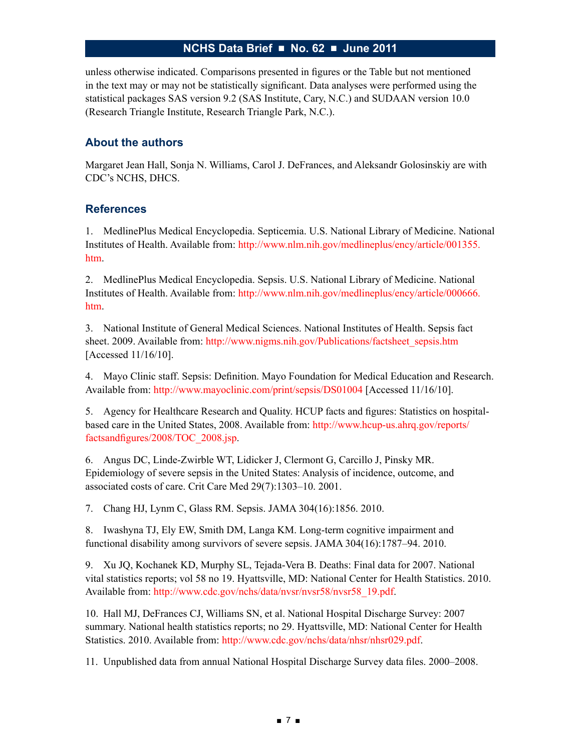unless otherwise indicated. Comparisons presented in figures or the Table but not mentioned in the text may or may not be statistically significant. Data analyses were performed using the statistical packages SAS version 9.2 (SAS Institute, Cary, N.C.) and SUDAAN version 10.0 (Research Triangle Institute, Research Triangle Park, N.C.).

## About the authors

Margaret Jean Hall, Sonja N. Williams, Carol J. DeFrances, and Aleksandr Golosinskiy are with CDC's NCHS, DHCS.

## References

1. MedlinePlus Medical Encyclopedia. Septicemia. U.S. National Library of Medicine. National Institutes of Health. Available from: http://www.nlm.nih.gov/medlineplus/ency/article/001355.htm.

2. MedlinePlus Medical Encyclopedia. Sepsis. U.S. National Library of Medicine. National Institutes of Health. Available from: http://www.nlm.nih.gov/medlineplus/ency/article/000666.htm.

3. National Institute of General Medical Sciences. National Institutes of Health. Sepsis fact sheet. 2009. Available from: http://www.nigms.nih.gov/Publications/factsheet_sepsis.htm [Accessed 11/16/10].

4. Mayo Clinic staff. Sepsis: Definition. Mayo Foundation for Medical Education and Research. Available from: http://www.mayoclinic.com/print/sepsis/DS01004 [Accessed 11/16/10].

5. Agency for Healthcare Research and Quality. HCUP facts and figures: Statistics on hospital-based care in the United States, 2008. Available from: http://www.hcup-us.ahrq.gov/reports/factsandfigures/2008/TOC_2008.jsp.

6. Angus DC, Linde-Zwirble WT, Lidicker J, Clermont G, Carcillo J, Pinsky MR. Epidemiology of severe sepsis in the United States: Analysis of incidence, outcome, and associated costs of care. Crit Care Med 29(7):1303–10. 2001.

7. Chang HJ, Lynm C, Glass RM. Sepsis. JAMA 304(16):1856. 2010.

8. Iwashyna TJ, Ely EW, Smith DM, Langa KM. Long-term cognitive impairment and functional disability among survivors of severe sepsis. JAMA 304(16):1787–94. 2010.

9. Xu JQ, Kochanek KD, Murphy SL, Tejada-Vera B. Deaths: Final data for 2007. National vital statistics reports; vol 58 no 19. Hyattsville, MD: National Center for Health Statistics. 2010. Available from: http://www.cdc.gov/nchs/data/nvsr/nvsr58/nvsr58_19.pdf.

10. Hall MJ, DeFrances CJ, Williams SN, et al. National Hospital Discharge Survey: 2007 summary. National health statistics reports; no 29. Hyattsville, MD: National Center for Health Statistics. 2010. Available from: http://www.cdc.gov/nchs/data/nhsr/nhsr029.pdf.

11. Unpublished data from annual National Hospital Discharge Survey data files. 2000–2008.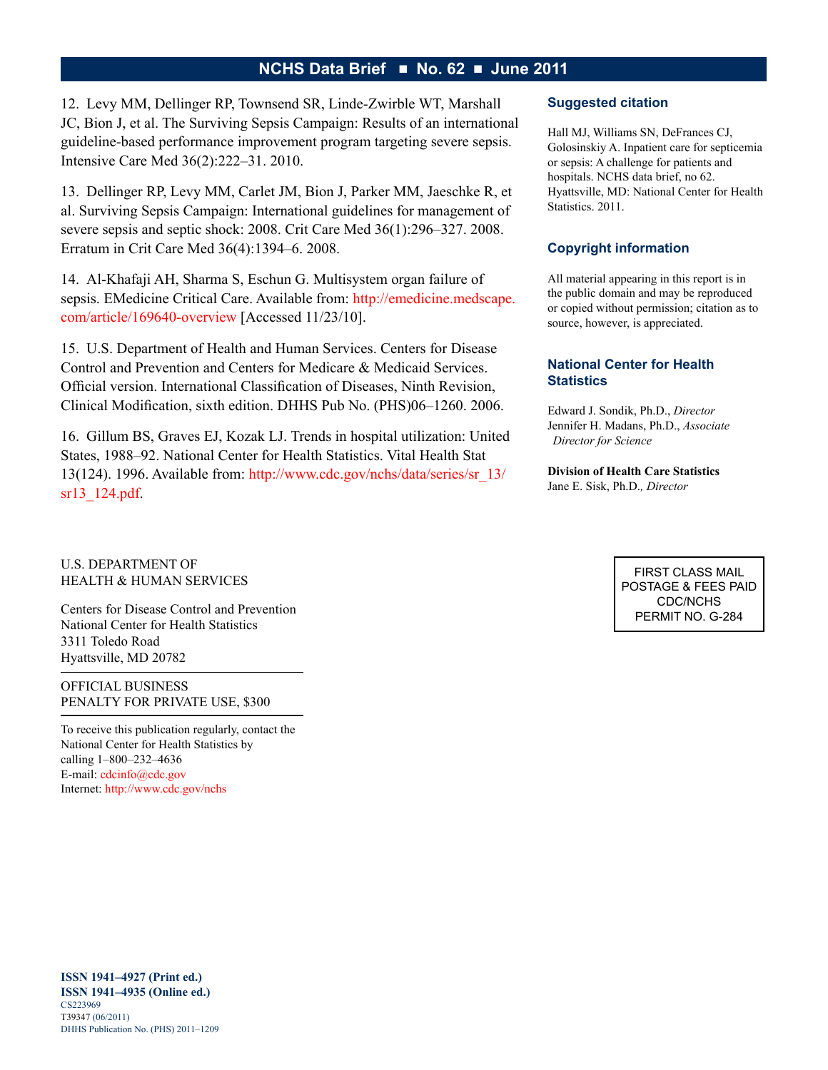12. Levy MM, Dellinger RP, Townsend SR, Linde-Zwirble WT, Marshall JC, Bion J, et al. The Surviving Sepsis Campaign: Results of an international guideline-based performance improvement program targeting severe sepsis. Intensive Care Med 36(2):222–31. 2010.

13. Dellinger RP, Levy MM, Carlet JM, Bion J, Parker MM, Jaeschke R, et al. Surviving Sepsis Campaign: International guidelines for management of severe sepsis and septic shock: 2008. Crit Care Med 36(1):296–327. 2008. Erratum in Crit Care Med 36(4):1394–6. 2008.

14. Al-Khafaji AH, Sharma S, Eschun G. Multisystem organ failure of sepsis. EMedicine Critical Care. Available from: http://emedicine.medscape.com/article/169640-overview [Accessed 11/23/10].

15. U.S. Department of Health and Human Services. Centers for Disease Control and Prevention and Centers for Medicare & Medicaid Services. Official version. International Classification of Diseases, Ninth Revision, Clinical Modification, sixth edition. DHHS Pub No. (PHS)06–1260. 2006.

16. Gillum BS, Graves EJ, Kozak LJ. Trends in hospital utilization: United States, 1988–92. National Center for Health Statistics. Vital Health Stat 13(124). 1996. Available from: http://www.cdc.gov/nchs/data/series/sr_13/sr13_124.pdf.

## Suggested citation

Hall MJ, Williams SN, DeFrances CJ, Golosinskiy A. Inpatient care for septicemia or sepsis: A challenge for patients and hospitals. NCHS data brief, no 62. Hyattsville, MD: National Center for Health Statistics. 2011.

## Copyright information

All material appearing in this report is in the public domain and may be reproduced or copied without permission; citation as to source, however, is appreciated.

## National Center for Health Statistics

Edward J. Sondik, Ph.D., *Director*
Jennifer H. Madans, Ph.D., *Associate Director for Science*

**Division of Health Care Statistics**
Jane E. Sisk, Ph.D., *Director*

U.S. DEPARTMENT OF
HEALTH & HUMAN SERVICES

Centers for Disease Control and Prevention
National Center for Health Statistics
3311 Toledo Road
Hyattsville, MD 20782

OFFICIAL BUSINESS
PENALTY FOR PRIVATE USE, $300

To receive this publication regularly, contact the National Center for Health Statistics by calling 1–800–232–4636
E-mail: cdcinfo@cdc.gov
Internet: http://www.cdc.gov/nchs

FIRST CLASS MAIL
POSTAGE & FEES PAID
CDC/NCHS
PERMIT NO. G-284

**ISSN 1941–4927 (Print ed.)**
**ISSN 1941–4935 (Online ed.)**
CS223969
T39347 (06/2011)
DHHS Publication No. (PHS) 2011–1209